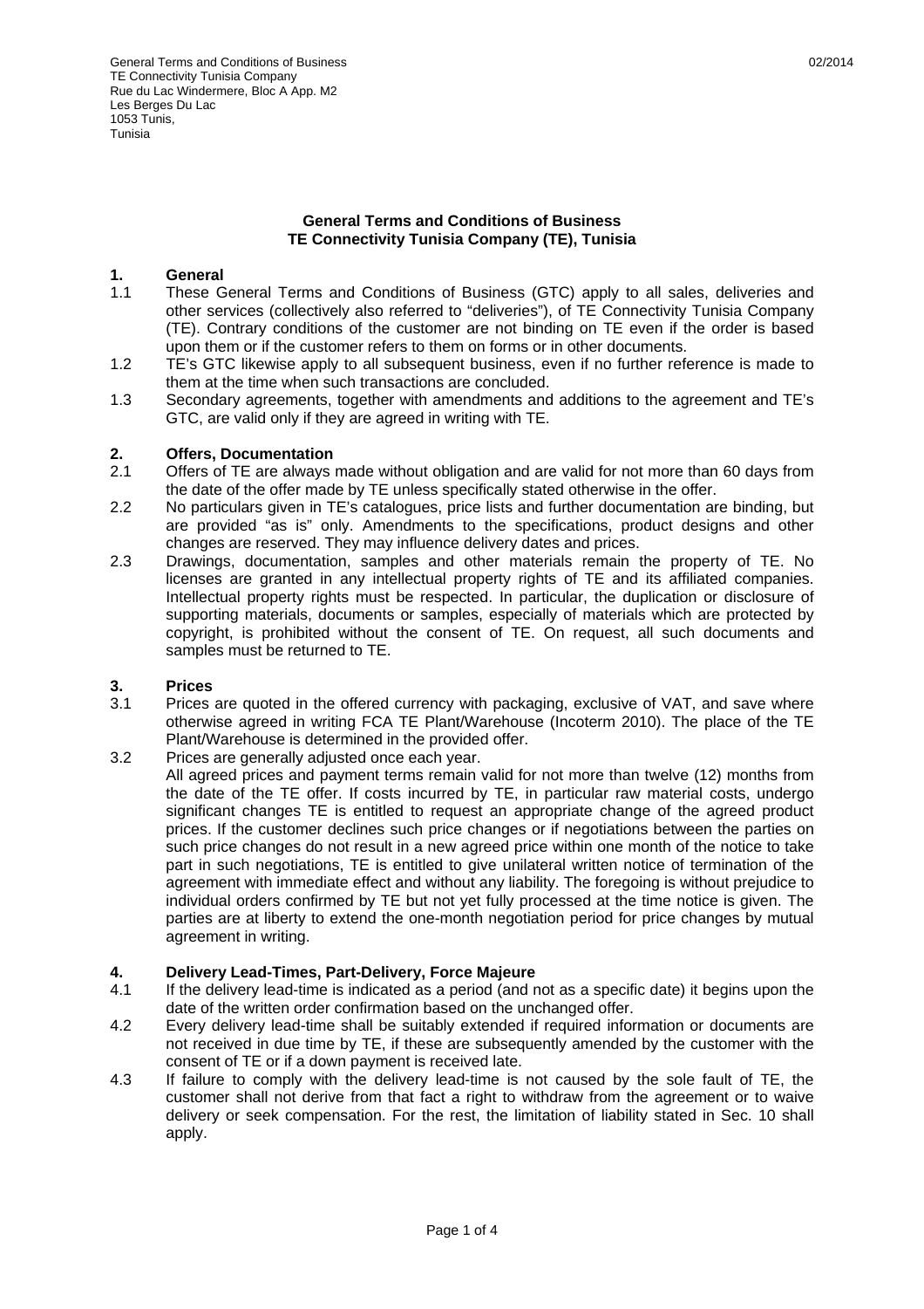General Terms and Conditions of Business
TE Connectivity Tunisia Company
Rue du Lac Windermere, Bloc A App. M2
Les Berges Du Lac
1053 Tunis,
Tunisia

02/2014

**General Terms and Conditions of Business**
**TE Connectivity Tunisia Company (TE), Tunisia**

## 1. General

1.1 These General Terms and Conditions of Business (GTC) apply to all sales, deliveries and other services (collectively also referred to "deliveries"), of TE Connectivity Tunisia Company (TE). Contrary conditions of the customer are not binding on TE even if the order is based upon them or if the customer refers to them on forms or in other documents.

1.2 TE's GTC likewise apply to all subsequent business, even if no further reference is made to them at the time when such transactions are concluded.

1.3 Secondary agreements, together with amendments and additions to the agreement and TE's GTC, are valid only if they are agreed in writing with TE.

## 2. Offers, Documentation

2.1 Offers of TE are always made without obligation and are valid for not more than 60 days from the date of the offer made by TE unless specifically stated otherwise in the offer.

2.2 No particulars given in TE's catalogues, price lists and further documentation are binding, but are provided "as is" only. Amendments to the specifications, product designs and other changes are reserved. They may influence delivery dates and prices.

2.3 Drawings, documentation, samples and other materials remain the property of TE. No licenses are granted in any intellectual property rights of TE and its affiliated companies. Intellectual property rights must be respected. In particular, the duplication or disclosure of supporting materials, documents or samples, especially of materials which are protected by copyright, is prohibited without the consent of TE. On request, all such documents and samples must be returned to TE.

## 3. Prices

3.1 Prices are quoted in the offered currency with packaging, exclusive of VAT, and save where otherwise agreed in writing FCA TE Plant/Warehouse (Incoterm 2010). The place of the TE Plant/Warehouse is determined in the provided offer.

3.2 Prices are generally adjusted once each year.
All agreed prices and payment terms remain valid for not more than twelve (12) months from the date of the TE offer. If costs incurred by TE, in particular raw material costs, undergo significant changes TE is entitled to request an appropriate change of the agreed product prices. If the customer declines such price changes or if negotiations between the parties on such price changes do not result in a new agreed price within one month of the notice to take part in such negotiations, TE is entitled to give unilateral written notice of termination of the agreement with immediate effect and without any liability. The foregoing is without prejudice to individual orders confirmed by TE but not yet fully processed at the time notice is given. The parties are at liberty to extend the one-month negotiation period for price changes by mutual agreement in writing.

## 4. Delivery Lead-Times, Part-Delivery, Force Majeure

4.1 If the delivery lead-time is indicated as a period (and not as a specific date) it begins upon the date of the written order confirmation based on the unchanged offer.

4.2 Every delivery lead-time shall be suitably extended if required information or documents are not received in due time by TE, if these are subsequently amended by the customer with the consent of TE or if a down payment is received late.

4.3 If failure to comply with the delivery lead-time is not caused by the sole fault of TE, the customer shall not derive from that fact a right to withdraw from the agreement or to waive delivery or seek compensation. For the rest, the limitation of liability stated in Sec. 10 shall apply.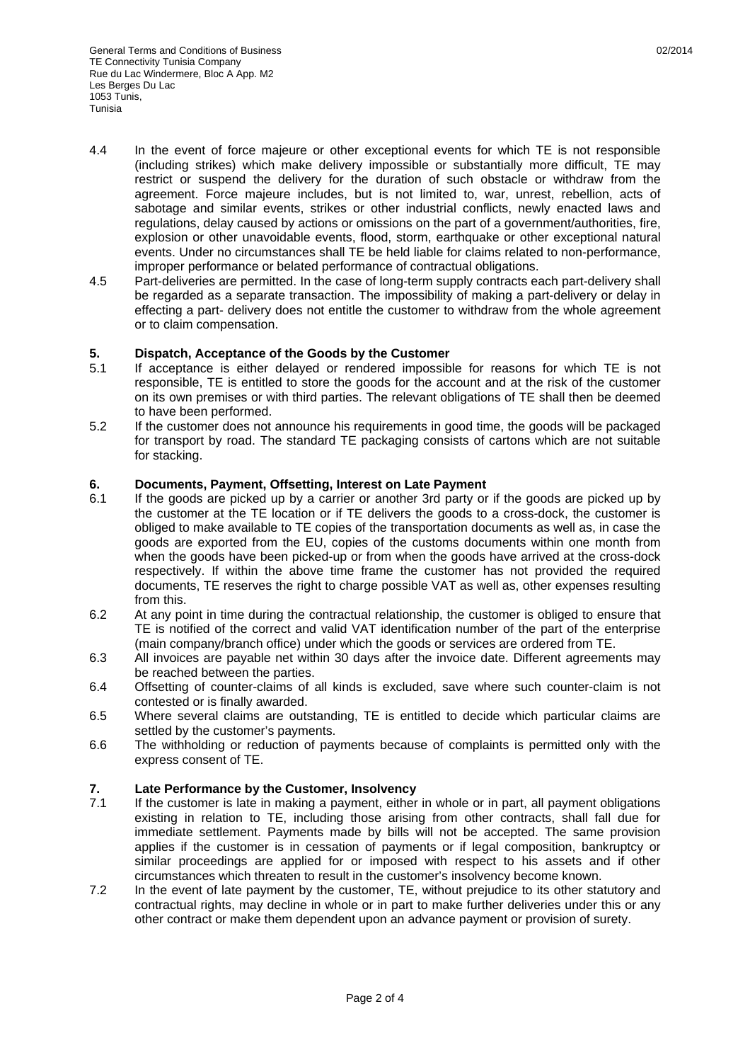4.4 In the event of force majeure or other exceptional events for which TE is not responsible (including strikes) which make delivery impossible or substantially more difficult, TE may restrict or suspend the delivery for the duration of such obstacle or withdraw from the agreement. Force majeure includes, but is not limited to, war, unrest, rebellion, acts of sabotage and similar events, strikes or other industrial conflicts, newly enacted laws and regulations, delay caused by actions or omissions on the part of a government/authorities, fire, explosion or other unavoidable events, flood, storm, earthquake or other exceptional natural events. Under no circumstances shall TE be held liable for claims related to non-performance, improper performance or belated performance of contractual obligations.

4.5 Part-deliveries are permitted. In the case of long-term supply contracts each part-delivery shall be regarded as a separate transaction. The impossibility of making a part-delivery or delay in effecting a part- delivery does not entitle the customer to withdraw from the whole agreement or to claim compensation.

## 5. Dispatch, Acceptance of the Goods by the Customer

5.1 If acceptance is either delayed or rendered impossible for reasons for which TE is not responsible, TE is entitled to store the goods for the account and at the risk of the customer on its own premises or with third parties. The relevant obligations of TE shall then be deemed to have been performed.

5.2 If the customer does not announce his requirements in good time, the goods will be packaged for transport by road. The standard TE packaging consists of cartons which are not suitable for stacking.

## 6. Documents, Payment, Offsetting, Interest on Late Payment

6.1 If the goods are picked up by a carrier or another 3rd party or if the goods are picked up by the customer at the TE location or if TE delivers the goods to a cross-dock, the customer is obliged to make available to TE copies of the transportation documents as well as, in case the goods are exported from the EU, copies of the customs documents within one month from when the goods have been picked-up or from when the goods have arrived at the cross-dock respectively. If within the above time frame the customer has not provided the required documents, TE reserves the right to charge possible VAT as well as, other expenses resulting from this.

6.2 At any point in time during the contractual relationship, the customer is obliged to ensure that TE is notified of the correct and valid VAT identification number of the part of the enterprise (main company/branch office) under which the goods or services are ordered from TE.

6.3 All invoices are payable net within 30 days after the invoice date. Different agreements may be reached between the parties.

6.4 Offsetting of counter-claims of all kinds is excluded, save where such counter-claim is not contested or is finally awarded.

6.5 Where several claims are outstanding, TE is entitled to decide which particular claims are settled by the customer's payments.

6.6 The withholding or reduction of payments because of complaints is permitted only with the express consent of TE.

## 7. Late Performance by the Customer, Insolvency

7.1 If the customer is late in making a payment, either in whole or in part, all payment obligations existing in relation to TE, including those arising from other contracts, shall fall due for immediate settlement. Payments made by bills will not be accepted. The same provision applies if the customer is in cessation of payments or if legal composition, bankruptcy or similar proceedings are applied for or imposed with respect to his assets and if other circumstances which threaten to result in the customer's insolvency become known.

7.2 In the event of late payment by the customer, TE, without prejudice to its other statutory and contractual rights, may decline in whole or in part to make further deliveries under this or any other contract or make them dependent upon an advance payment or provision of surety.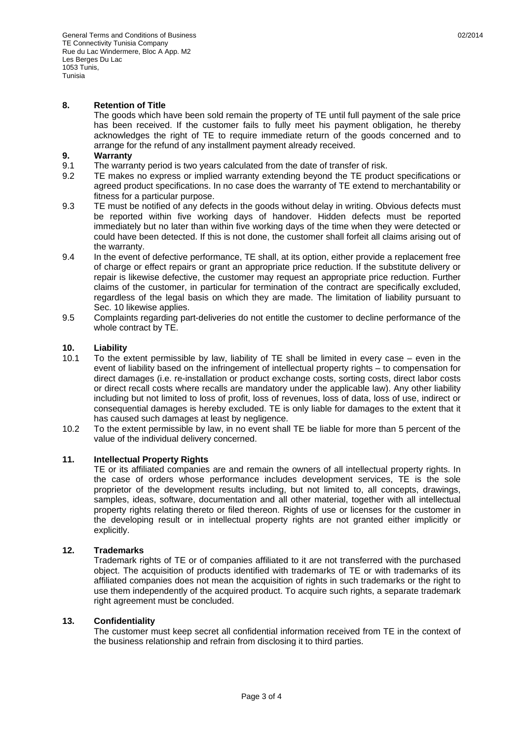## 8. Retention of Title

The goods which have been sold remain the property of TE until full payment of the sale price has been received. If the customer fails to fully meet his payment obligation, he thereby acknowledges the right of TE to require immediate return of the goods concerned and to arrange for the refund of any installment payment already received.

## 9. Warranty

9.1 The warranty period is two years calculated from the date of transfer of risk.

9.2 TE makes no express or implied warranty extending beyond the TE product specifications or agreed product specifications. In no case does the warranty of TE extend to merchantability or fitness for a particular purpose.

9.3 TE must be notified of any defects in the goods without delay in writing. Obvious defects must be reported within five working days of handover. Hidden defects must be reported immediately but no later than within five working days of the time when they were detected or could have been detected. If this is not done, the customer shall forfeit all claims arising out of the warranty.

9.4 In the event of defective performance, TE shall, at its option, either provide a replacement free of charge or effect repairs or grant an appropriate price reduction. If the substitute delivery or repair is likewise defective, the customer may request an appropriate price reduction. Further claims of the customer, in particular for termination of the contract are specifically excluded, regardless of the legal basis on which they are made. The limitation of liability pursuant to Sec. 10 likewise applies.

9.5 Complaints regarding part-deliveries do not entitle the customer to decline performance of the whole contract by TE.

## 10. Liability

10.1 To the extent permissible by law, liability of TE shall be limited in every case – even in the event of liability based on the infringement of intellectual property rights – to compensation for direct damages (i.e. re-installation or product exchange costs, sorting costs, direct labor costs or direct recall costs where recalls are mandatory under the applicable law). Any other liability including but not limited to loss of profit, loss of revenues, loss of data, loss of use, indirect or consequential damages is hereby excluded. TE is only liable for damages to the extent that it has caused such damages at least by negligence.

10.2 To the extent permissible by law, in no event shall TE be liable for more than 5 percent of the value of the individual delivery concerned.

## 11. Intellectual Property Rights

TE or its affiliated companies are and remain the owners of all intellectual property rights. In the case of orders whose performance includes development services, TE is the sole proprietor of the development results including, but not limited to, all concepts, drawings, samples, ideas, software, documentation and all other material, together with all intellectual property rights relating thereto or filed thereon. Rights of use or licenses for the customer in the developing result or in intellectual property rights are not granted either implicitly or explicitly.

## 12. Trademarks

Trademark rights of TE or of companies affiliated to it are not transferred with the purchased object. The acquisition of products identified with trademarks of TE or with trademarks of its affiliated companies does not mean the acquisition of rights in such trademarks or the right to use them independently of the acquired product. To acquire such rights, a separate trademark right agreement must be concluded.

## 13. Confidentiality

The customer must keep secret all confidential information received from TE in the context of the business relationship and refrain from disclosing it to third parties.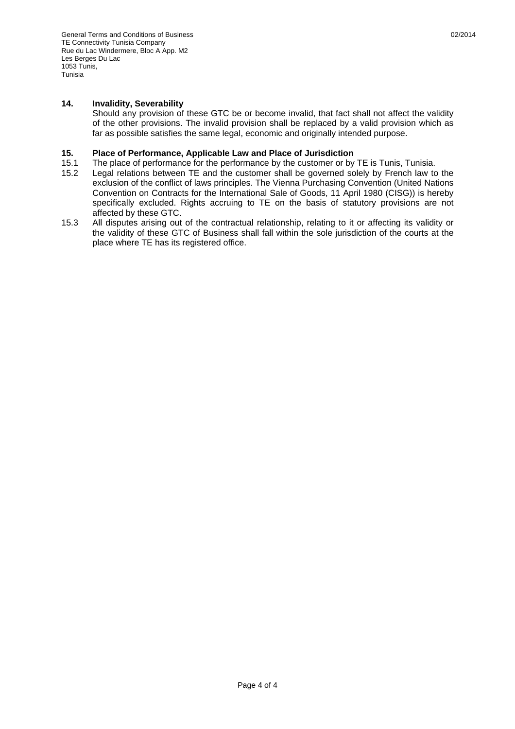## 14. Invalidity, Severability

Should any provision of these GTC be or become invalid, that fact shall not affect the validity of the other provisions. The invalid provision shall be replaced by a valid provision which as far as possible satisfies the same legal, economic and originally intended purpose.

## 15. Place of Performance, Applicable Law and Place of Jurisdiction

15.1 The place of performance for the performance by the customer or by TE is Tunis, Tunisia.

15.2 Legal relations between TE and the customer shall be governed solely by French law to the exclusion of the conflict of laws principles. The Vienna Purchasing Convention (United Nations Convention on Contracts for the International Sale of Goods, 11 April 1980 (CISG)) is hereby specifically excluded. Rights accruing to TE on the basis of statutory provisions are not affected by these GTC.

15.3 All disputes arising out of the contractual relationship, relating to it or affecting its validity or the validity of these GTC of Business shall fall within the sole jurisdiction of the courts at the place where TE has its registered office.